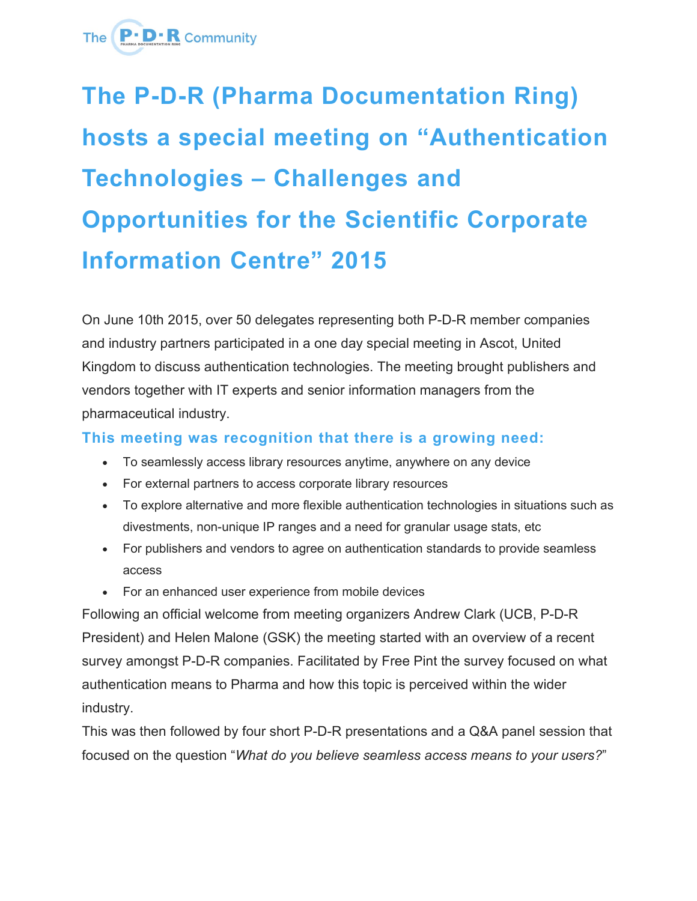# The P-D-R (Pharma Documentation Ring) hosts a special meeting on "Authentication Technologies – Challenges and Opportunities for the Scientific Corporate Information Centre" 2015

On June 10th 2015, over 50 delegates representing both P-D-R member companies and industry partners participated in a one day special meeting in Ascot, United Kingdom to discuss authentication technologies. The meeting brought publishers and vendors together with IT experts and senior information managers from the pharmaceutical industry.

### This meeting was recognition that there is a growing need:

- To seamlessly access library resources anytime, anywhere on any device
- For external partners to access corporate library resources
- To explore alternative and more flexible authentication technologies in situations such as divestments, non-unique IP ranges and a need for granular usage stats, etc
- For publishers and vendors to agree on authentication standards to provide seamless access
- For an enhanced user experience from mobile devices

Following an official welcome from meeting organizers Andrew Clark (UCB, P-D-R President) and Helen Malone (GSK) the meeting started with an overview of a recent survey amongst P-D-R companies. Facilitated by Free Pint the survey focused on what authentication means to Pharma and how this topic is perceived within the wider industry.

This was then followed by four short P-D-R presentations and a Q&A panel session that focused on the question "*What do you believe seamless access means to your users?*"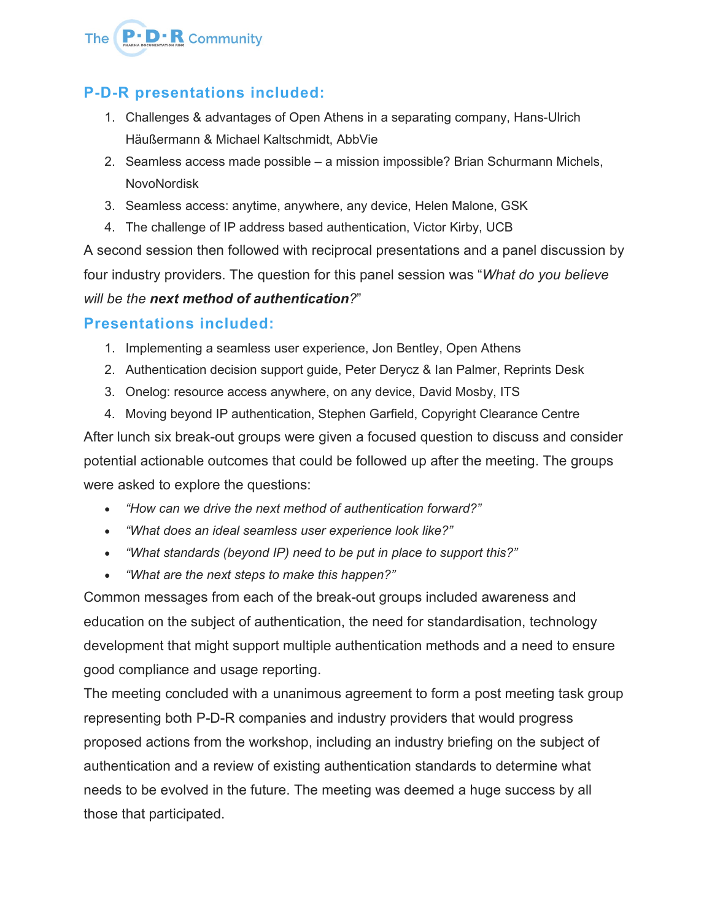## P-D-R presentations included:

1. Challenges & advantages of Open Athens in a separating company, Hans-Ulrich Häußermann & Michael Kaltschmidt, AbbVie
2. Seamless access made possible – a mission impossible? Brian Schurmann Michels, NovoNordisk
3. Seamless access: anytime, anywhere, any device, Helen Malone, GSK
4. The challenge of IP address based authentication, Victor Kirby, UCB

A second session then followed with reciprocal presentations and a panel discussion by four industry providers. The question for this panel session was "*What do you believe will be the **next method of authentication**?*"

## Presentations included:

1. Implementing a seamless user experience, Jon Bentley, Open Athens
2. Authentication decision support guide, Peter Derycz & Ian Palmer, Reprints Desk
3. Onelog: resource access anywhere, on any device, David Mosby, ITS
4. Moving beyond IP authentication, Stephen Garfield, Copyright Clearance Centre

After lunch six break-out groups were given a focused question to discuss and consider potential actionable outcomes that could be followed up after the meeting. The groups were asked to explore the questions:

- *"How can we drive the next method of authentication forward?"*
- *"What does an ideal seamless user experience look like?"*
- *"What standards (beyond IP) need to be put in place to support this?"*
- *"What are the next steps to make this happen?"*

Common messages from each of the break-out groups included awareness and education on the subject of authentication, the need for standardisation, technology development that might support multiple authentication methods and a need to ensure good compliance and usage reporting.

The meeting concluded with a unanimous agreement to form a post meeting task group representing both P-D-R companies and industry providers that would progress proposed actions from the workshop, including an industry briefing on the subject of authentication and a review of existing authentication standards to determine what needs to be evolved in the future. The meeting was deemed a huge success by all those that participated.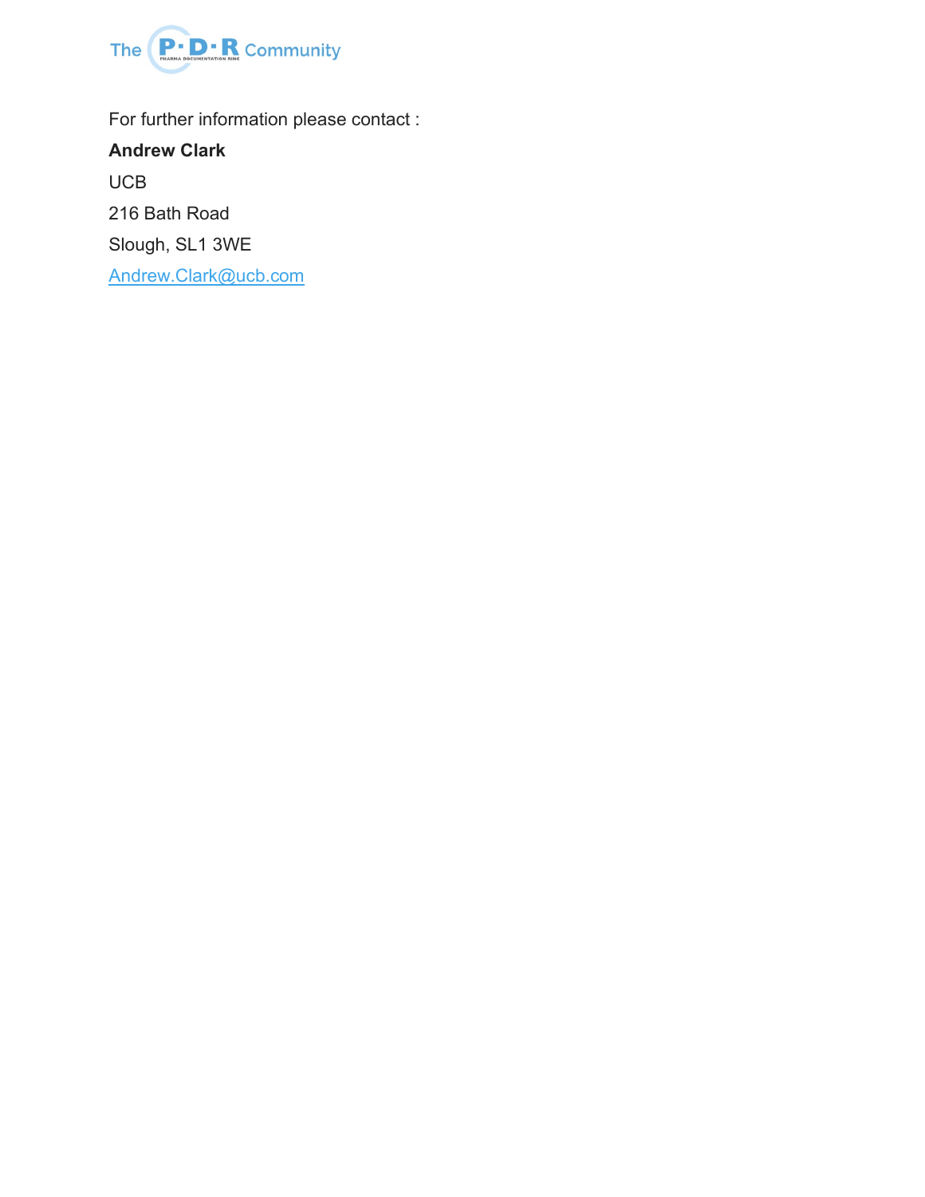The P·D·R Community

For further information please contact :

**Andrew Clark**

UCB

216 Bath Road

Slough, SL1 3WE

Andrew.Clark@ucb.com